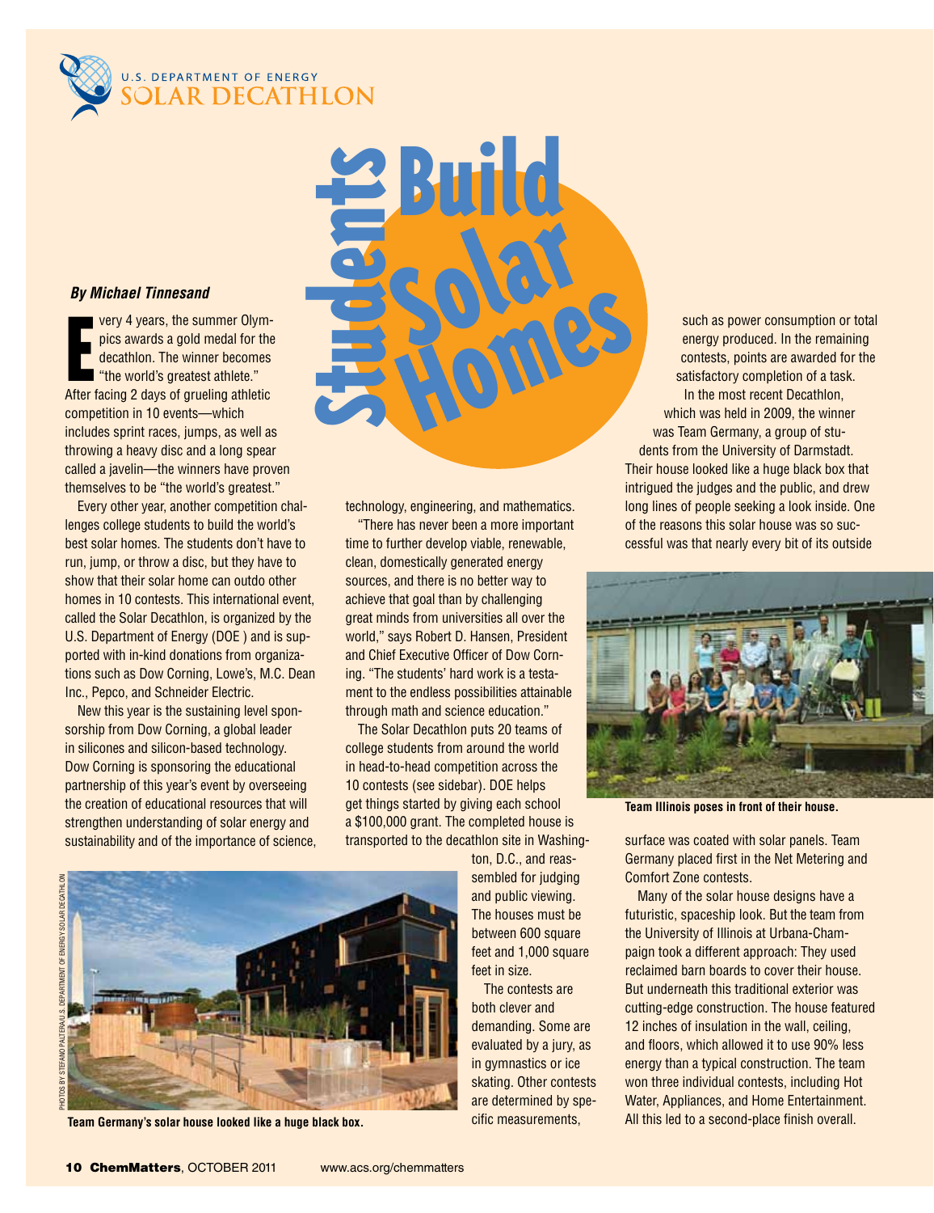U.S. DEPARTMENT OF ENERGY
SOLAR DECATHLON

# Students Build Solar Homes

***By Michael Tinnesand***

Every 4 years, the summer Olympics awards a gold medal for the decathlon. The winner becomes "the world's greatest athlete." After facing 2 days of grueling athletic competition in 10 events—which includes sprint races, jumps, as well as throwing a heavy disc and a long spear called a javelin—the winners have proven themselves to be "the world's greatest."

Every other year, another competition challenges college students to build the world's best solar homes. The students don't have to run, jump, or throw a disc, but they have to show that their solar home can outdo other homes in 10 contests. This international event, called the Solar Decathlon, is organized by the U.S. Department of Energy (DOE ) and is supported with in-kind donations from organizations such as Dow Corning, Lowe's, M.C. Dean Inc., Pepco, and Schneider Electric.

New this year is the sustaining level sponsorship from Dow Corning, a global leader in silicones and silicon-based technology. Dow Corning is sponsoring the educational partnership of this year's event by overseeing the creation of educational resources that will strengthen understanding of solar energy and sustainability and of the importance of science, technology, engineering, and mathematics.

"There has never been a more important time to further develop viable, renewable, clean, domestically generated energy sources, and there is no better way to achieve that goal than by challenging great minds from universities all over the world," says Robert D. Hansen, President and Chief Executive Officer of Dow Corning. "The students' hard work is a testament to the endless possibilities attainable through math and science education."

The Solar Decathlon puts 20 teams of college students from around the world in head-to-head competition across the 10 contests (see sidebar). DOE helps get things started by giving each school a $100,000 grant. The completed house is transported to the decathlon site in Washington, D.C., and reassembled for judging and public viewing. The houses must be between 600 square feet and 1,000 square feet in size.

The contests are both clever and demanding. Some are evaluated by a jury, as in gymnastics or ice skating. Other contests are determined by specific measurements, such as power consumption or total energy produced. In the remaining contests, points are awarded for the satisfactory completion of a task.

PHOTOS BY STEFANO PALTERA/U.S. DEPARTMENT OF ENERGY SOLAR DECATHLON

**Team Germany's solar house looked like a huge black box.**

In the most recent Decathlon, which was held in 2009, the winner was Team Germany, a group of students from the University of Darmstadt. Their house looked like a huge black box that intrigued the judges and the public, and drew long lines of people seeking a look inside. One of the reasons this solar house was so successful was that nearly every bit of its outside surface was coated with solar panels. Team Germany placed first in the Net Metering and Comfort Zone contests.

**Team Illinois poses in front of their house.**

Many of the solar house designs have a futuristic, spaceship look. But the team from the University of Illinois at Urbana-Champaign took a different approach: They used reclaimed barn boards to cover their house. But underneath this traditional exterior was cutting-edge construction. The house featured 12 inches of insulation in the wall, ceiling, and floors, which allowed it to use 90% less energy than a typical construction. The team won three individual contests, including Hot Water, Appliances, and Home Entertainment. All this led to a second-place finish overall.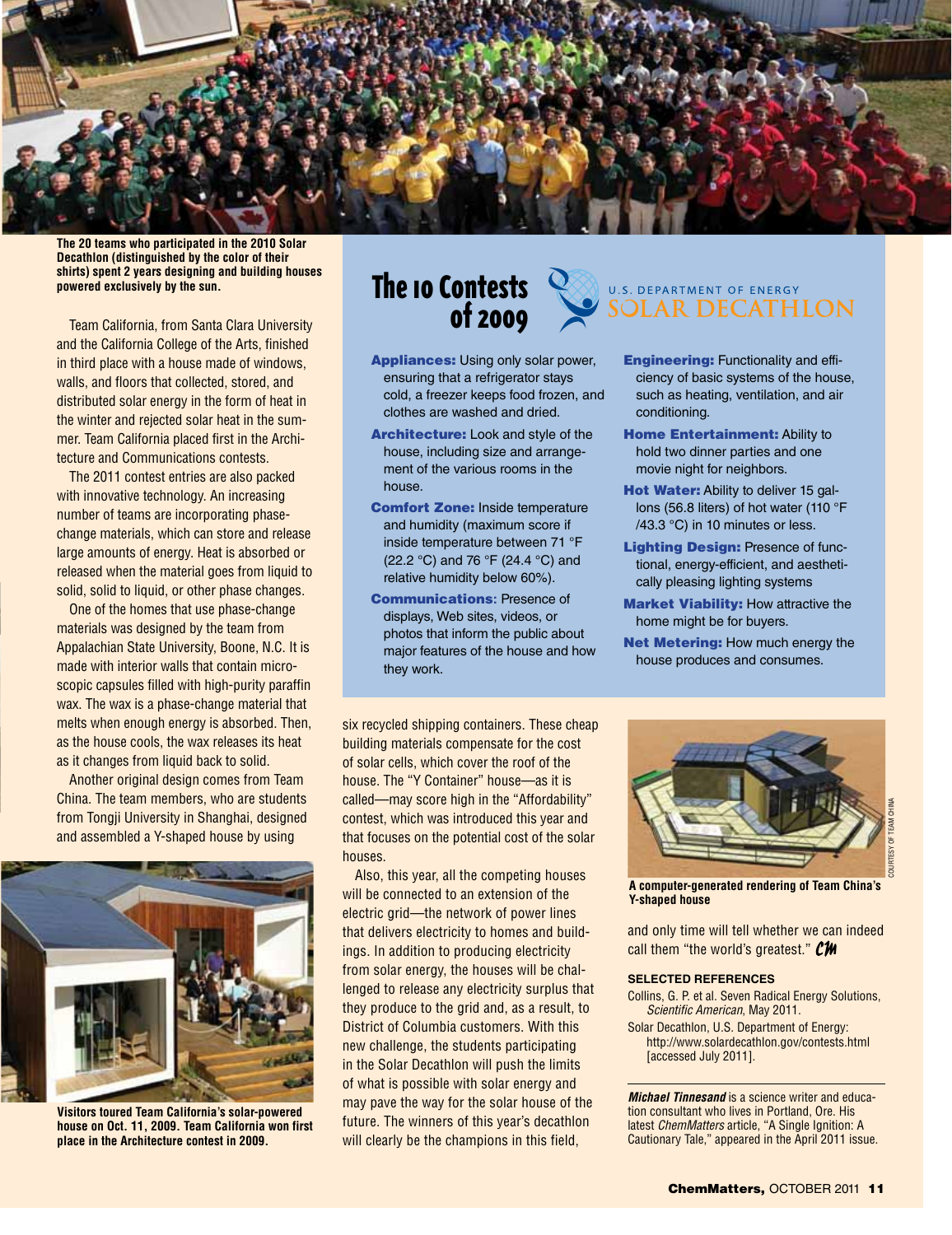The 20 teams who participated in the 2010 Solar Decathlon (distinguished by the color of their shirts) spent 2 years designing and building houses powered exclusively by the sun.

Team California, from Santa Clara University and the California College of the Arts, finished in third place with a house made of windows, walls, and floors that collected, stored, and distributed solar energy in the form of heat in the winter and rejected solar heat in the summer. Team California placed first in the Architecture and Communications contests.

The 2011 contest entries are also packed with innovative technology. An increasing number of teams are incorporating phase-change materials, which can store and release large amounts of energy. Heat is absorbed or released when the material goes from liquid to solid, solid to liquid, or other phase changes.

One of the homes that use phase-change materials was designed by the team from Appalachian State University, Boone, N.C. It is made with interior walls that contain microscopic capsules filled with high-purity paraffin wax. The wax is a phase-change material that melts when enough energy is absorbed. Then, as the house cools, the wax releases its heat as it changes from liquid back to solid.

Another original design comes from Team China. The team members, who are students from Tongji University in Shanghai, designed and assembled a Y-shaped house by using six recycled shipping containers. These cheap building materials compensate for the cost of solar cells, which cover the roof of the house. The "Y Container" house—as it is called—may score high in the "Affordability" contest, which was introduced this year and that focuses on the potential cost of the solar houses.

Also, this year, all the competing houses will be connected to an extension of the electric grid—the network of power lines that delivers electricity to homes and buildings. In addition to producing electricity from solar energy, the houses will be challenged to release any electricity surplus that they produce to the grid and, as a result, to District of Columbia customers. With this new challenge, the students participating in the Solar Decathlon will push the limits of what is possible with solar energy and may pave the way for the solar house of the future. The winners of this year's decathlon will clearly be the champions in this field, and only time will tell whether we can indeed call them "the world's greatest." *CM*

## The 10 Contests of 2009

U.S. DEPARTMENT OF ENERGY SOLAR DECATHLON

- **Appliances:** Using only solar power, ensuring that a refrigerator stays cold, a freezer keeps food frozen, and clothes are washed and dried.
- **Architecture:** Look and style of the house, including size and arrangement of the various rooms in the house.
- **Comfort Zone:** Inside temperature and humidity (maximum score if inside temperature between 71 °F (22.2 °C) and 76 °F (24.4 °C) and relative humidity below 60%).
- **Communications:** Presence of displays, Web sites, videos, or photos that inform the public about major features of the house and how they work.
- **Engineering:** Functionality and efficiency of basic systems of the house, such as heating, ventilation, and air conditioning.
- **Home Entertainment:** Ability to hold two dinner parties and one movie night for neighbors.
- **Hot Water:** Ability to deliver 15 gallons (56.8 liters) of hot water (110 °F /43.3 °C) in 10 minutes or less.
- **Lighting Design:** Presence of functional, energy-efficient, and aesthetically pleasing lighting systems
- **Market Viability:** How attractive the home might be for buyers.
- **Net Metering:** How much energy the house produces and consumes.

Visitors toured Team California's solar-powered house on Oct. 11, 2009. Team California won first place in the Architecture contest in 2009.

A computer-generated rendering of Team China's Y-shaped house

COURTESY OF TEAM CHINA

### SELECTED REFERENCES

Collins, G. P. et al. Seven Radical Energy Solutions, *Scientific American*, May 2011.

Solar Decathlon, U.S. Department of Energy: http://www.solardecathlon.gov/contests.html [accessed July 2011].

***Michael Tinnesand*** is a science writer and education consultant who lives in Portland, Ore. His latest *ChemMatters* article, "A Single Ignition: A Cautionary Tale," appeared in the April 2011 issue.